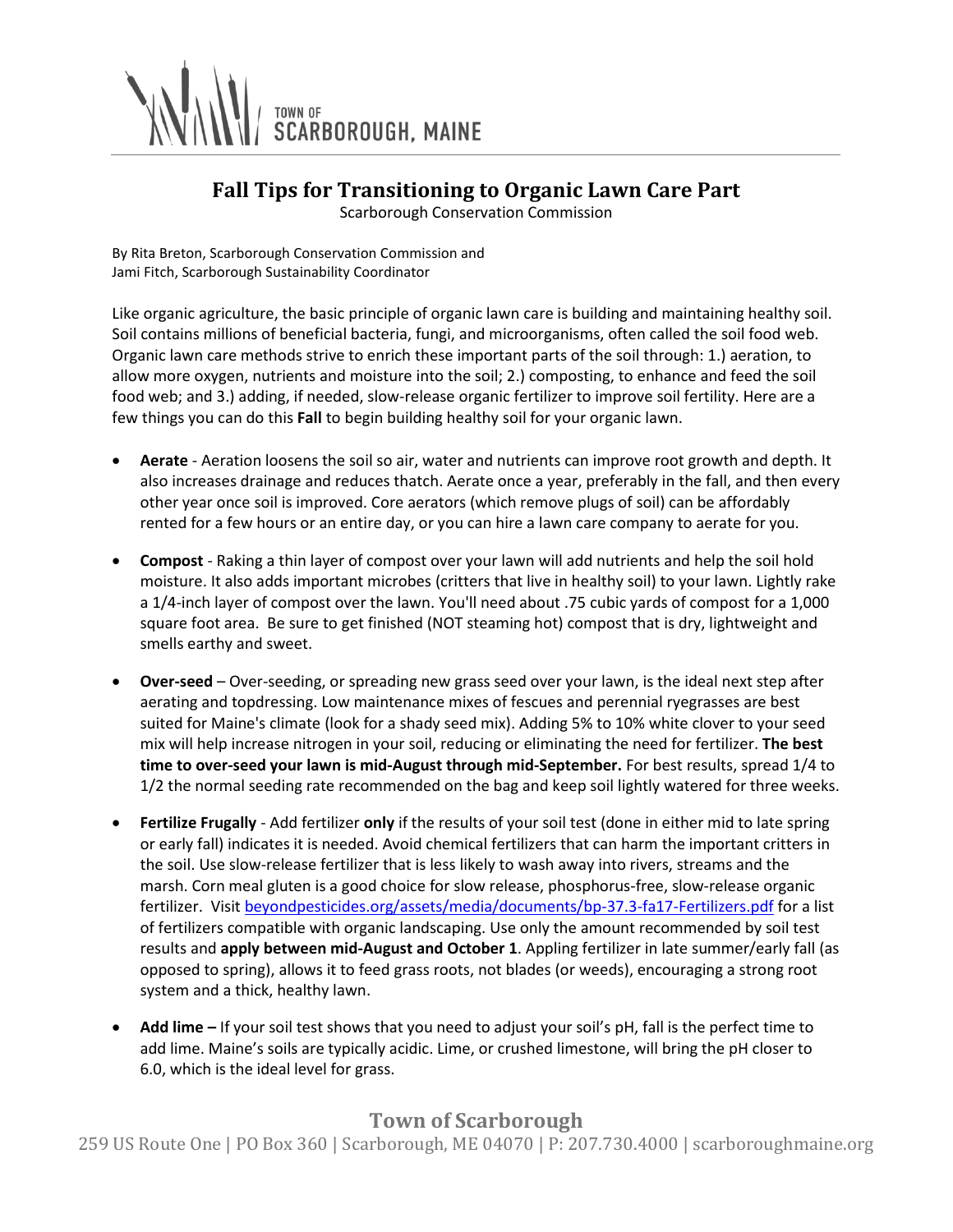# Fall Tips for Transitioning to Organic Lawn Care Part

Scarborough Conservation Commission

By Rita Breton, Scarborough Conservation Commission and
Jami Fitch, Scarborough Sustainability Coordinator

Like organic agriculture, the basic principle of organic lawn care is building and maintaining healthy soil. Soil contains millions of beneficial bacteria, fungi, and microorganisms, often called the soil food web. Organic lawn care methods strive to enrich these important parts of the soil through: 1.) aeration, to allow more oxygen, nutrients and moisture into the soil; 2.) composting, to enhance and feed the soil food web; and 3.) adding, if needed, slow-release organic fertilizer to improve soil fertility. Here are a few things you can do this **Fall** to begin building healthy soil for your organic lawn.

- **Aerate** - Aeration loosens the soil so air, water and nutrients can improve root growth and depth. It also increases drainage and reduces thatch. Aerate once a year, preferably in the fall, and then every other year once soil is improved. Core aerators (which remove plugs of soil) can be affordably rented for a few hours or an entire day, or you can hire a lawn care company to aerate for you.

- **Compost** - Raking a thin layer of compost over your lawn will add nutrients and help the soil hold moisture. It also adds important microbes (critters that live in healthy soil) to your lawn. Lightly rake a 1/4-inch layer of compost over the lawn. You'll need about .75 cubic yards of compost for a 1,000 square foot area. Be sure to get finished (NOT steaming hot) compost that is dry, lightweight and smells earthy and sweet.

- **Over-seed** – Over-seeding, or spreading new grass seed over your lawn, is the ideal next step after aerating and topdressing. Low maintenance mixes of fescues and perennial ryegrasses are best suited for Maine's climate (look for a shady seed mix). Adding 5% to 10% white clover to your seed mix will help increase nitrogen in your soil, reducing or eliminating the need for fertilizer. **The best time to over-seed your lawn is mid-August through mid-September.** For best results, spread 1/4 to 1/2 the normal seeding rate recommended on the bag and keep soil lightly watered for three weeks.

- **Fertilize Frugally** - Add fertilizer **only** if the results of your soil test (done in either mid to late spring or early fall) indicates it is needed. Avoid chemical fertilizers that can harm the important critters in the soil. Use slow-release fertilizer that is less likely to wash away into rivers, streams and the marsh. Corn meal gluten is a good choice for slow release, phosphorus-free, slow-release organic fertilizer. Visit [beyondpesticides.org/assets/media/documents/bp-37.3-fa17-Fertilizers.pdf](beyondpesticides.org/assets/media/documents/bp-37.3-fa17-Fertilizers.pdf) for a list of fertilizers compatible with organic landscaping. Use only the amount recommended by soil test results and **apply between mid-August and October 1**. Appling fertilizer in late summer/early fall (as opposed to spring), allows it to feed grass roots, not blades (or weeds), encouraging a strong root system and a thick, healthy lawn.

- **Add lime –** If your soil test shows that you need to adjust your soil's pH, fall is the perfect time to add lime. Maine's soils are typically acidic. Lime, or crushed limestone, will bring the pH closer to 6.0, which is the ideal level for grass.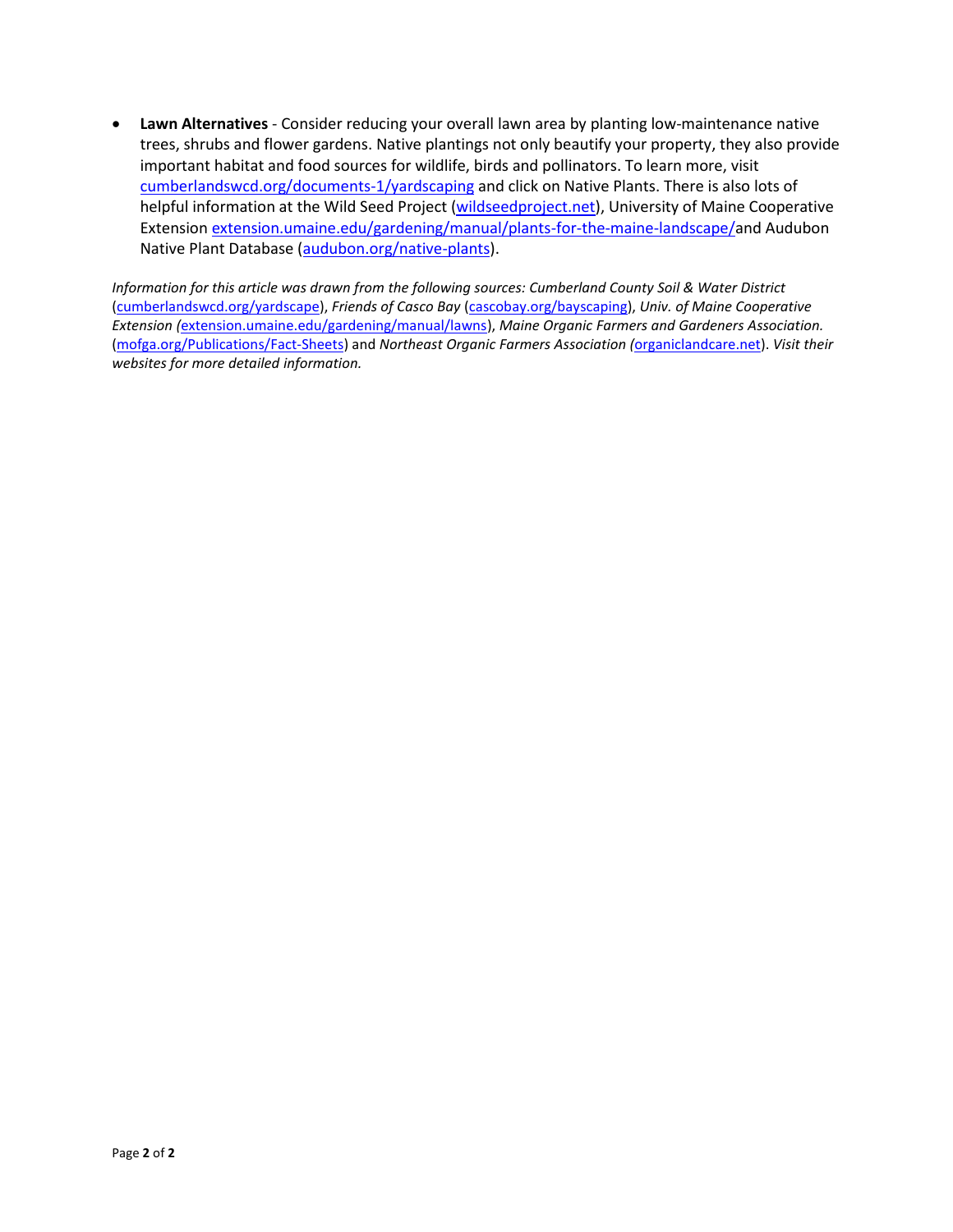- **Lawn Alternatives** - Consider reducing your overall lawn area by planting low-maintenance native trees, shrubs and flower gardens. Native plantings not only beautify your property, they also provide important habitat and food sources for wildlife, birds and pollinators. To learn more, visit cumberlandswcd.org/documents-1/yardscaping and click on Native Plants. There is also lots of helpful information at the Wild Seed Project (wildseedproject.net), University of Maine Cooperative Extension extension.umaine.edu/gardening/manual/plants-for-the-maine-landscape/and Audubon Native Plant Database (audubon.org/native-plants).

*Information for this article was drawn from the following sources: Cumberland County Soil & Water District* (cumberlandswcd.org/yardscape), *Friends of Casco Bay* (cascobay.org/bayscaping), *Univ. of Maine Cooperative Extension (*extension.umaine.edu/gardening/manual/lawns), *Maine Organic Farmers and Gardeners Association.* (mofga.org/Publications/Fact-Sheets) and *Northeast Organic Farmers Association (*organiclandcare.net). *Visit their websites for more detailed information.*